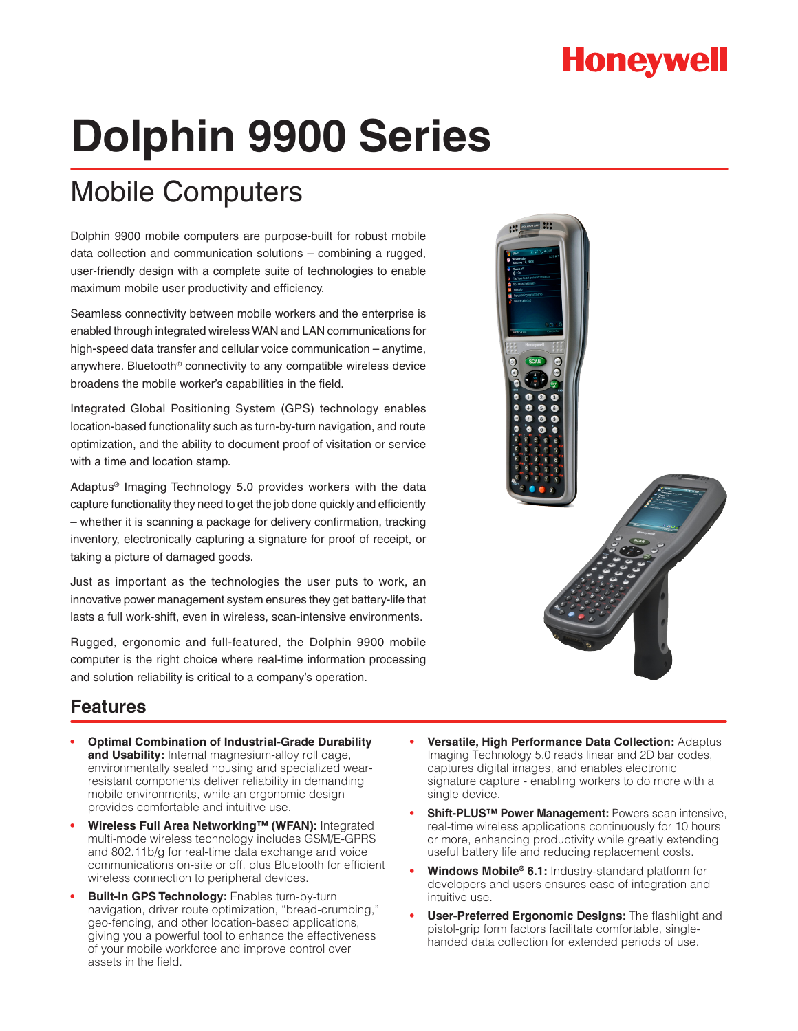Honeywell

# Dolphin 9900 Series

## Mobile Computers

Dolphin 9900 mobile computers are purpose-built for robust mobile data collection and communication solutions – combining a rugged, user-friendly design with a complete suite of technologies to enable maximum mobile user productivity and efficiency.

Seamless connectivity between mobile workers and the enterprise is enabled through integrated wireless WAN and LAN communications for high-speed data transfer and cellular voice communication – anytime, anywhere. Bluetooth® connectivity to any compatible wireless device broadens the mobile worker's capabilities in the field.

Integrated Global Positioning System (GPS) technology enables location-based functionality such as turn-by-turn navigation, and route optimization, and the ability to document proof of visitation or service with a time and location stamp.

Adaptus® Imaging Technology 5.0 provides workers with the data capture functionality they need to get the job done quickly and efficiently – whether it is scanning a package for delivery confirmation, tracking inventory, electronically capturing a signature for proof of receipt, or taking a picture of damaged goods.

Just as important as the technologies the user puts to work, an innovative power management system ensures they get battery-life that lasts a full work-shift, even in wireless, scan-intensive environments.

Rugged, ergonomic and full-featured, the Dolphin 9900 mobile computer is the right choice where real-time information processing and solution reliability is critical to a company's operation.

## Features

- **Optimal Combination of Industrial-Grade Durability and Usability:** Internal magnesium-alloy roll cage, environmentally sealed housing and specialized wear-resistant components deliver reliability in demanding mobile environments, while an ergonomic design provides comfortable and intuitive use.
- **Wireless Full Area Networking™ (WFAN):** Integrated multi-mode wireless technology includes GSM/E-GPRS and 802.11b/g for real-time data exchange and voice communications on-site or off, plus Bluetooth for efficient wireless connection to peripheral devices.
- **Built-In GPS Technology:** Enables turn-by-turn navigation, driver route optimization, "bread-crumbing," geo-fencing, and other location-based applications, giving you a powerful tool to enhance the effectiveness of your mobile workforce and improve control over assets in the field.
- **Versatile, High Performance Data Collection:** Adaptus Imaging Technology 5.0 reads linear and 2D bar codes, captures digital images, and enables electronic signature capture - enabling workers to do more with a single device.
- **Shift-PLUS™ Power Management:** Powers scan intensive, real-time wireless applications continuously for 10 hours or more, enhancing productivity while greatly extending useful battery life and reducing replacement costs.
- **Windows Mobile® 6.1:** Industry-standard platform for developers and users ensures ease of integration and intuitive use.
- **User-Preferred Ergonomic Designs:** The flashlight and pistol-grip form factors facilitate comfortable, single-handed data collection for extended periods of use.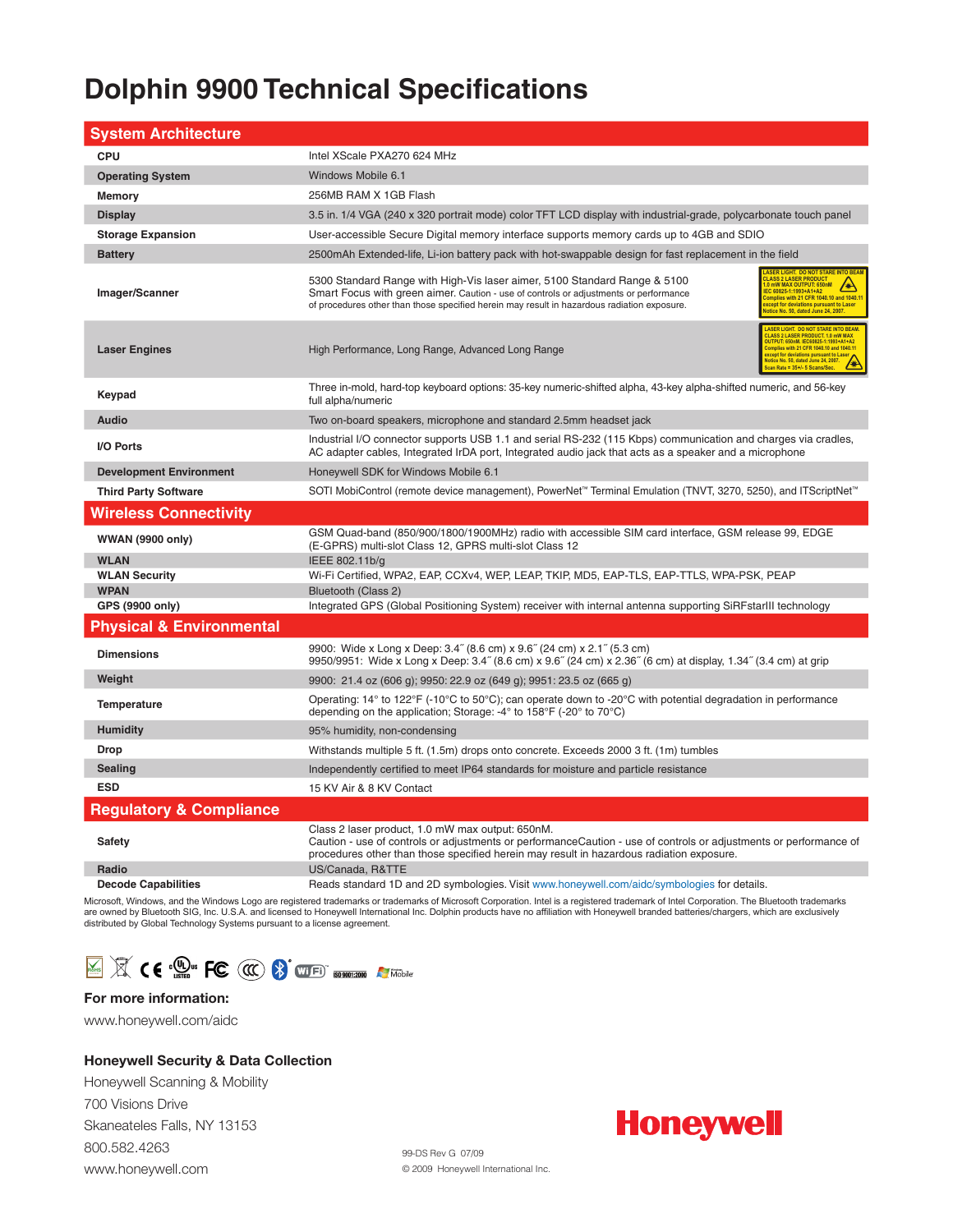# Dolphin 9900 Technical Specifications

## System Architecture

| | |
|---|---|
| **CPU** | Intel XScale PXA270 624 MHz |
| **Operating System** | Windows Mobile 6.1 |
| **Memory** | 256MB RAM X 1GB Flash |
| **Display** | 3.5 in. 1/4 VGA (240 x 320 portrait mode) color TFT LCD display with industrial-grade, polycarbonate touch panel |
| **Storage Expansion** | User-accessible Secure Digital memory interface supports memory cards up to 4GB and SDIO |
| **Battery** | 2500mAh Extended-life, Li-ion battery pack with hot-swappable design for fast replacement in the field |
| **Imager/Scanner** | 5300 Standard Range with High-Vis laser aimer, 5100 Standard Range & 5100 Smart Focus with green aimer. Caution - use of controls or adjustments or performance of procedures other than those specified herein may result in hazardous radiation exposure. LASER LIGHT. DO NOT STARE INTO BEAM CLASS 2 LASER PRODUCT 1.0 mW MAX OUTPUT: 650nM IEC 60825-1:1993+A1+A2 Complies with 21 CFR 1040.10 and 1040.11 except for deviations pursuant to Laser Notice No. 50, dated June 24, 2007. |
| **Laser Engines** | High Performance, Long Range, Advanced Long Range. LASER LIGHT. DO NOT STARE INTO BEAM. CLASS 2 LASER PRODUCT. 1.0 mW MAX OUTPUT: 650nM. IEC60825-1:1993+A1+A2 Complies with 21 CFR 1040.10 and 1040.11 except for deviations pursuant to Laser Notice No. 50, dated June 24, 2007. Scan Rate = 35+/- 5 Scans/Sec. |
| **Keypad** | Three in-mold, hard-top keyboard options: 35-key numeric-shifted alpha, 43-key alpha-shifted numeric, and 56-key full alpha/numeric |
| **Audio** | Two on-board speakers, microphone and standard 2.5mm headset jack |
| **I/O Ports** | Industrial I/O connector supports USB 1.1 and serial RS-232 (115 Kbps) communication and charges via cradles, AC adapter cables, Integrated IrDA port, Integrated audio jack that acts as a speaker and a microphone |
| **Development Environment** | Honeywell SDK for Windows Mobile 6.1 |
| **Third Party Software** | SOTI MobiControl (remote device management), PowerNet™ Terminal Emulation (TNVT, 3270, 5250), and ITScriptNet™ |

## Wireless Connectivity

| | |
|---|---|
| **WWAN (9900 only)** | GSM Quad-band (850/900/1800/1900MHz) radio with accessible SIM card interface, GSM release 99, EDGE (E-GPRS) multi-slot Class 12, GPRS multi-slot Class 12 |
| **WLAN** | IEEE 802.11b/g |
| **WLAN Security** | Wi-Fi Certified, WPA2, EAP, CCXv4, WEP, LEAP, TKIP, MD5, EAP-TLS, EAP-TTLS, WPA-PSK, PEAP |
| **WPAN** | Bluetooth (Class 2) |
| **GPS (9900 only)** | Integrated GPS (Global Positioning System) receiver with internal antenna supporting SiRFstarIII technology |

## Physical & Environmental

| | |
|---|---|
| **Dimensions** | 9900: Wide x Long x Deep: 3.4˝ (8.6 cm) x 9.6˝ (24 cm) x 2.1˝ (5.3 cm)<br>9950/9951: Wide x Long x Deep: 3.4˝ (8.6 cm) x 9.6˝ (24 cm) x 2.36˝ (6 cm) at display, 1.34˝ (3.4 cm) at grip |
| **Weight** | 9900: 21.4 oz (606 g); 9950: 22.9 oz (649 g); 9951: 23.5 oz (665 g) |
| **Temperature** | Operating: 14° to 122°F (-10°C to 50°C); can operate down to -20°C with potential degradation in performance depending on the application; Storage: -4° to 158°F (-20° to 70°C) |
| **Humidity** | 95% humidity, non-condensing |
| **Drop** | Withstands multiple 5 ft. (1.5m) drops onto concrete. Exceeds 2000 3 ft. (1m) tumbles |
| **Sealing** | Independently certified to meet IP64 standards for moisture and particle resistance |
| **ESD** | 15 KV Air & 8 KV Contact |

## Regulatory & Compliance

| | |
|---|---|
| **Safety** | Class 2 laser product, 1.0 mW max output: 650nM.<br>Caution - use of controls or adjustments or performanceCaution - use of controls or adjustments or performance of procedures other than those specified herein may result in hazardous radiation exposure. |
| **Radio** | US/Canada, R&TTE |
| **Decode Capabilities** | Reads standard 1D and 2D symbologies. Visit www.honeywell.com/aidc/symbologies for details. |

Microsoft, Windows, and the Windows Logo are registered trademarks or trademarks of Microsoft Corporation. Intel is a registered trademark of Intel Corporation. The Bluetooth trademarks are owned by Bluetooth SIG, Inc. U.S.A. and licensed to Honeywell International Inc. Dolphin products have no affiliation with Honeywell branded batteries/chargers, which are exclusively distributed by Global Technology Systems pursuant to a license agreement.

### For more information:

www.honeywell.com/aidc

### Honeywell Security & Data Collection

Honeywell Scanning & Mobility
700 Visions Drive
Skaneateles Falls, NY 13153
800.582.4263
www.honeywell.com

99-DS Rev G 07/09
© 2009 Honeywell International Inc.

Honeywell